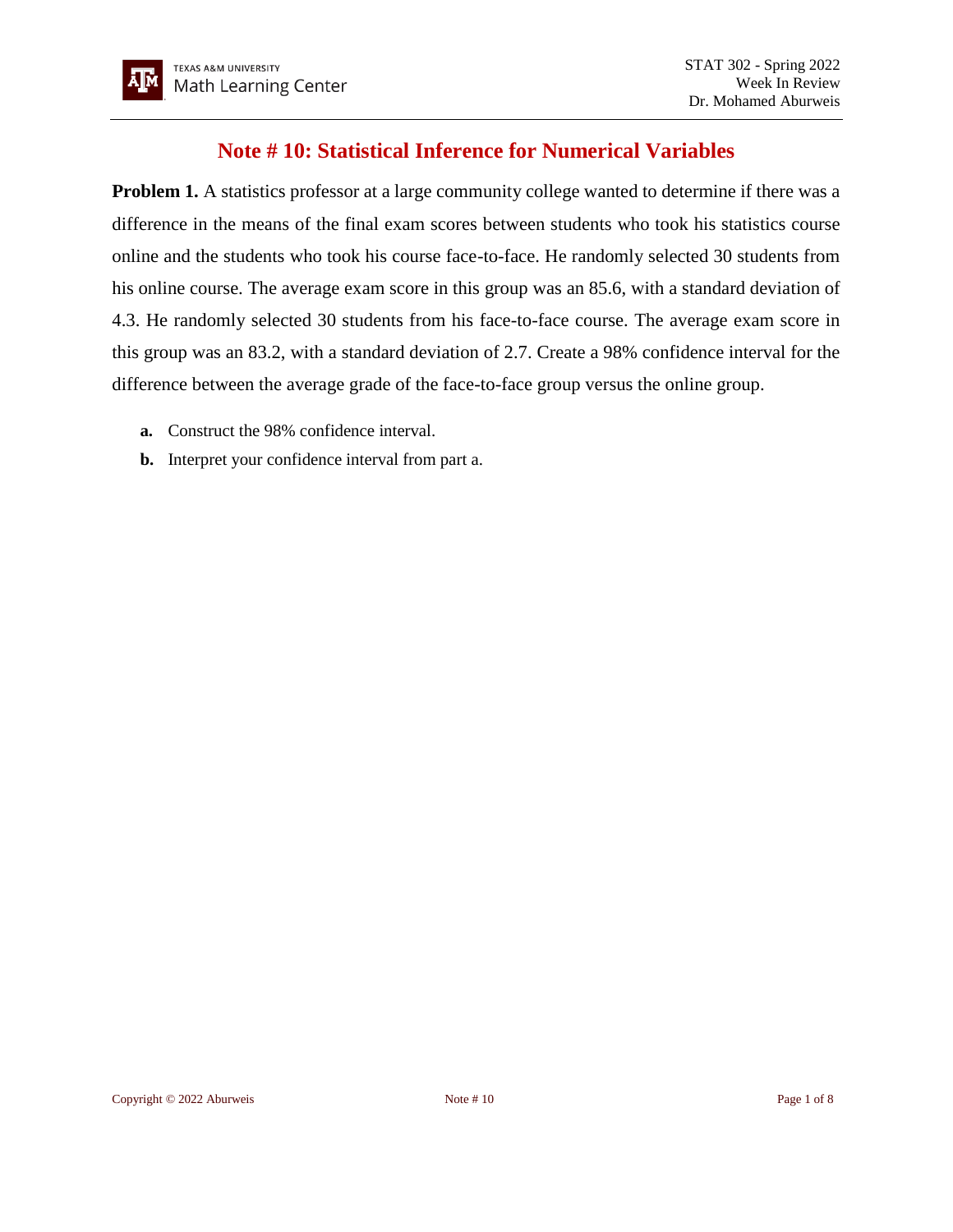# Note # 10: Statistical Inference for Numerical Variables

**Problem 1.** A statistics professor at a large community college wanted to determine if there was a difference in the means of the final exam scores between students who took his statistics course online and the students who took his course face-to-face. He randomly selected 30 students from his online course. The average exam score in this group was an 85.6, with a standard deviation of 4.3. He randomly selected 30 students from his face-to-face course. The average exam score in this group was an 83.2, with a standard deviation of 2.7. Create a 98% confidence interval for the difference between the average grade of the face-to-face group versus the online group.

- **a.** Construct the 98% confidence interval.
- **b.** Interpret your confidence interval from part a.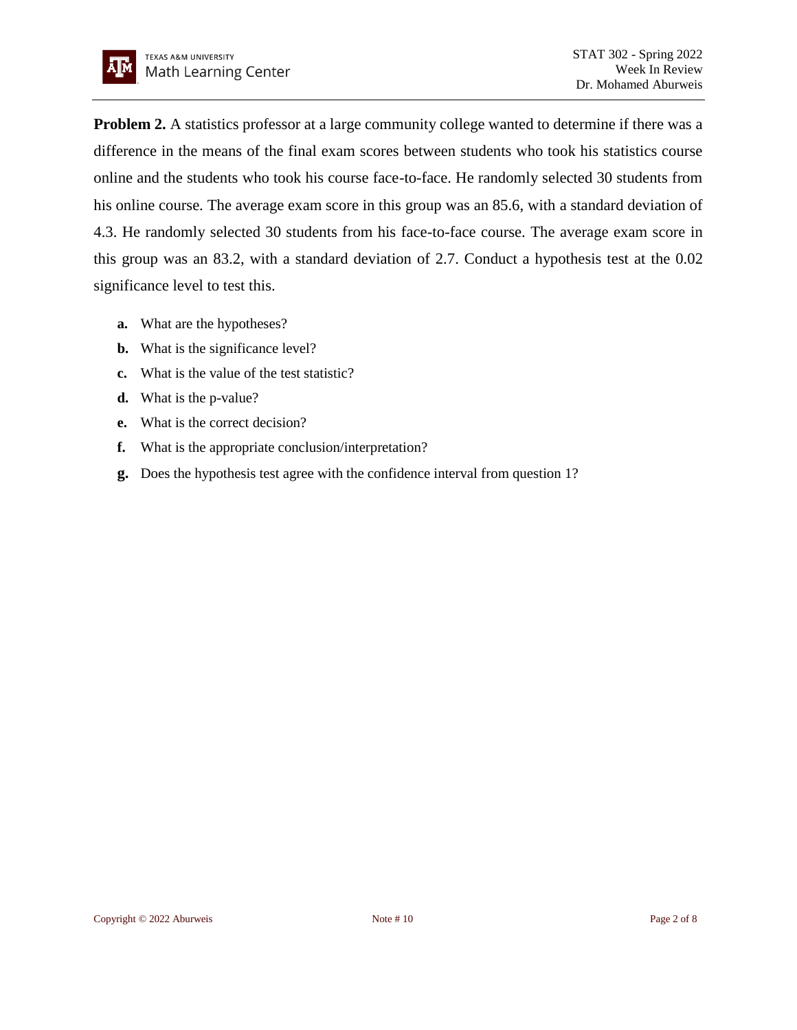**Problem 2.** A statistics professor at a large community college wanted to determine if there was a difference in the means of the final exam scores between students who took his statistics course online and the students who took his course face-to-face. He randomly selected 30 students from his online course. The average exam score in this group was an 85.6, with a standard deviation of 4.3. He randomly selected 30 students from his face-to-face course. The average exam score in this group was an 83.2, with a standard deviation of 2.7. Conduct a hypothesis test at the 0.02 significance level to test this.

- **a.** What are the hypotheses?
- **b.** What is the significance level?
- **c.** What is the value of the test statistic?
- **d.** What is the p-value?
- **e.** What is the correct decision?
- **f.** What is the appropriate conclusion/interpretation?
- **g.** Does the hypothesis test agree with the confidence interval from question 1?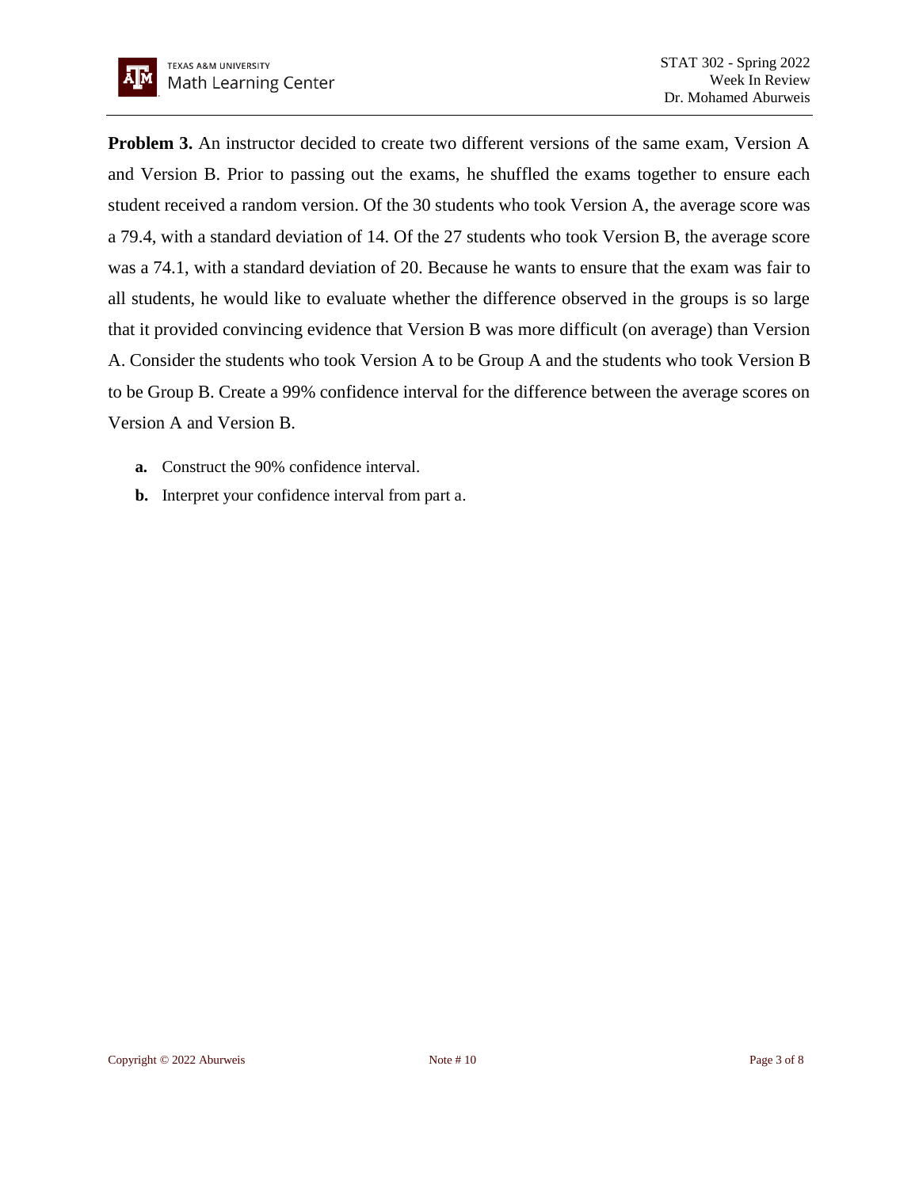**Problem 3.** An instructor decided to create two different versions of the same exam, Version A and Version B. Prior to passing out the exams, he shuffled the exams together to ensure each student received a random version. Of the 30 students who took Version A, the average score was a 79.4, with a standard deviation of 14. Of the 27 students who took Version B, the average score was a 74.1, with a standard deviation of 20. Because he wants to ensure that the exam was fair to all students, he would like to evaluate whether the difference observed in the groups is so large that it provided convincing evidence that Version B was more difficult (on average) than Version A. Consider the students who took Version A to be Group A and the students who took Version B to be Group B. Create a 99% confidence interval for the difference between the average scores on Version A and Version B.

**a.** Construct the 90% confidence interval.

**b.** Interpret your confidence interval from part a.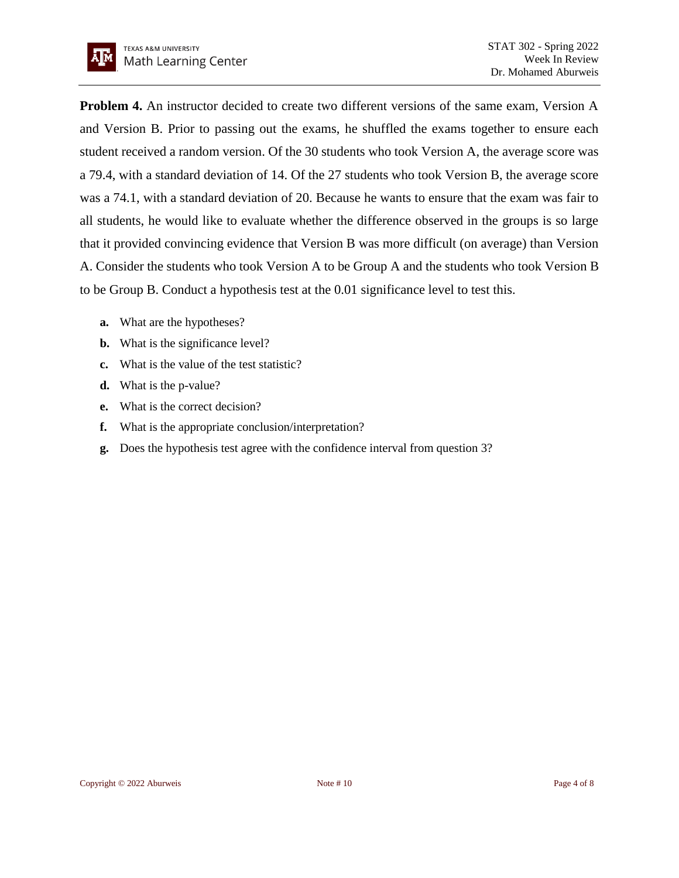**Problem 4.** An instructor decided to create two different versions of the same exam, Version A and Version B. Prior to passing out the exams, he shuffled the exams together to ensure each student received a random version. Of the 30 students who took Version A, the average score was a 79.4, with a standard deviation of 14. Of the 27 students who took Version B, the average score was a 74.1, with a standard deviation of 20. Because he wants to ensure that the exam was fair to all students, he would like to evaluate whether the difference observed in the groups is so large that it provided convincing evidence that Version B was more difficult (on average) than Version A. Consider the students who took Version A to be Group A and the students who took Version B to be Group B. Conduct a hypothesis test at the 0.01 significance level to test this.

- **a.** What are the hypotheses?
- **b.** What is the significance level?
- **c.** What is the value of the test statistic?
- **d.** What is the p-value?
- **e.** What is the correct decision?
- **f.** What is the appropriate conclusion/interpretation?
- **g.** Does the hypothesis test agree with the confidence interval from question 3?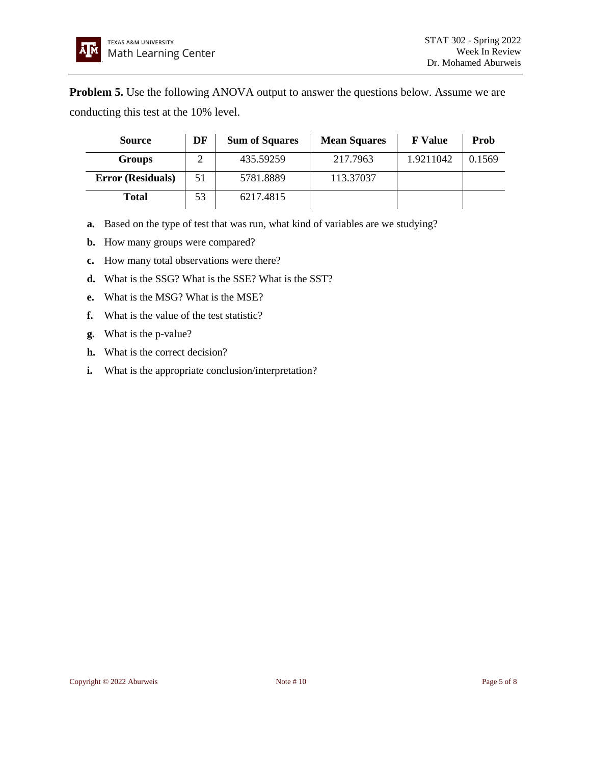**Problem 5.** Use the following ANOVA output to answer the questions below. Assume we are conducting this test at the 10% level.

| Source | DF | Sum of Squares | Mean Squares | F Value | Prob |
|---|---|---|---|---|---|
| Groups | 2 | 435.59259 | 217.7963 | 1.9211042 | 0.1569 |
| Error (Residuals) | 51 | 5781.8889 | 113.37037 | | |
| Total | 53 | 6217.4815 | | | |

- **a.** Based on the type of test that was run, what kind of variables are we studying?
- **b.** How many groups were compared?
- **c.** How many total observations were there?
- **d.** What is the SSG? What is the SSE? What is the SST?
- **e.** What is the MSG? What is the MSE?
- **f.** What is the value of the test statistic?
- **g.** What is the p-value?
- **h.** What is the correct decision?
- **i.** What is the appropriate conclusion/interpretation?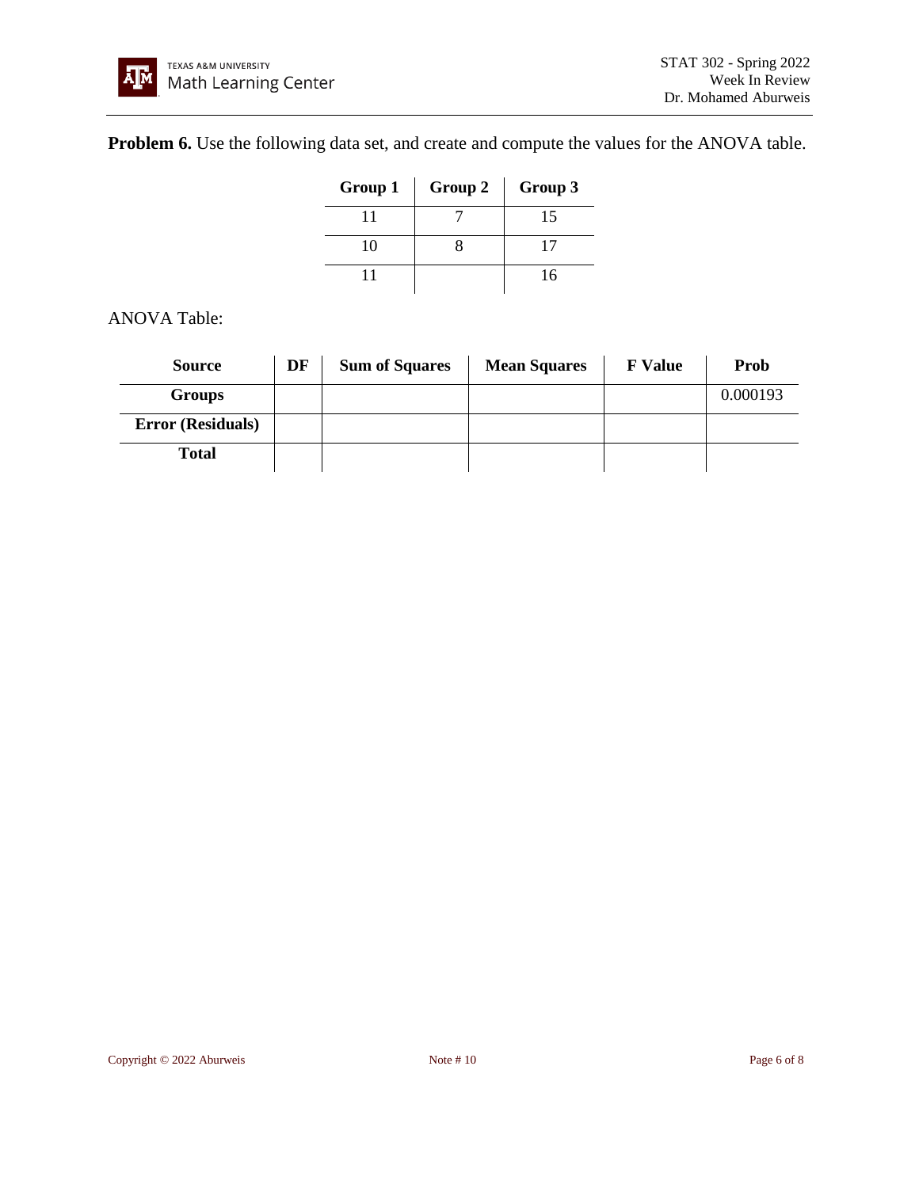**Problem 6.** Use the following data set, and create and compute the values for the ANOVA table.

| Group 1 | Group 2 | Group 3 |
|---|---|---|
| 11 | 7 | 15 |
| 10 | 8 | 17 |
| 11 | | 16 |

ANOVA Table:

| Source | DF | Sum of Squares | Mean Squares | F Value | Prob |
|---|---|---|---|---|---|
| **Groups** | | | | | 0.000193 |
| **Error (Residuals)** | | | | | |
| **Total** | | | | | |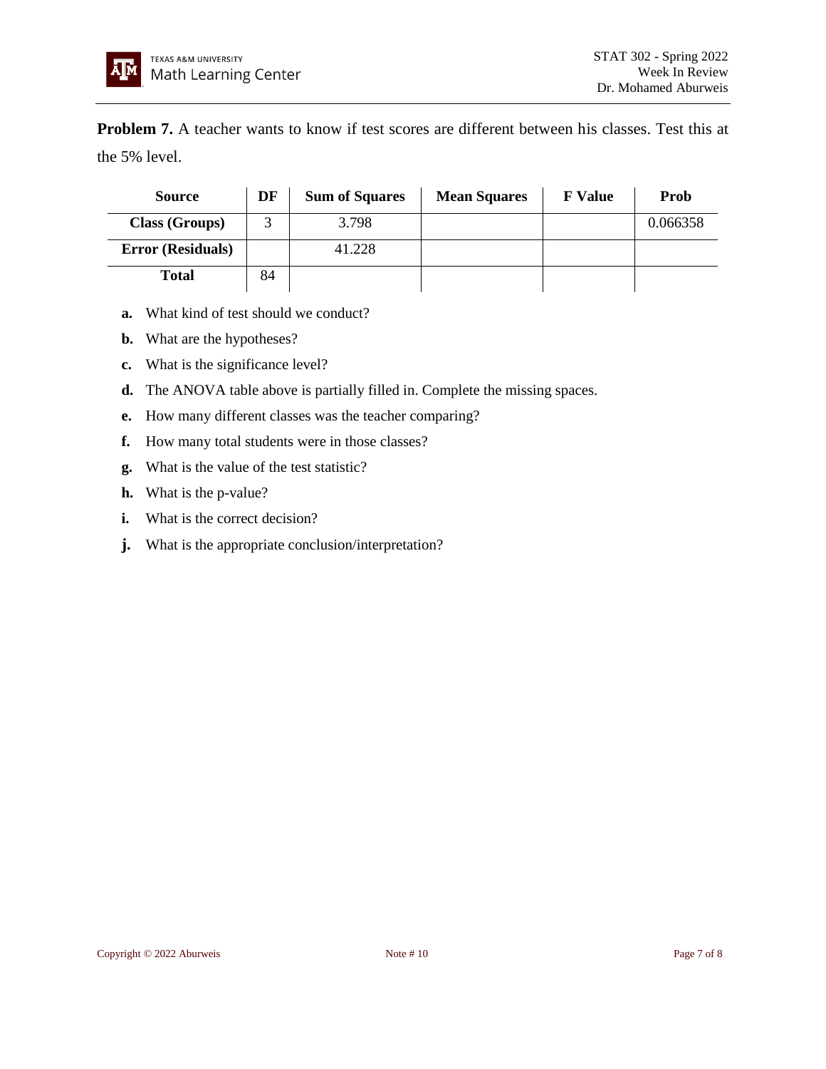**Problem 7.** A teacher wants to know if test scores are different between his classes. Test this at the 5% level.

| Source | DF | Sum of Squares | Mean Squares | F Value | Prob |
|---|---|---|---|---|---|
| **Class (Groups)** | 3 | 3.798 | | | 0.066358 |
| **Error (Residuals)** | | 41.228 | | | |
| **Total** | 84 | | | | |

**a.** What kind of test should we conduct?

**b.** What are the hypotheses?

**c.** What is the significance level?

**d.** The ANOVA table above is partially filled in. Complete the missing spaces.

**e.** How many different classes was the teacher comparing?

**f.** How many total students were in those classes?

**g.** What is the value of the test statistic?

**h.** What is the p-value?

**i.** What is the correct decision?

**j.** What is the appropriate conclusion/interpretation?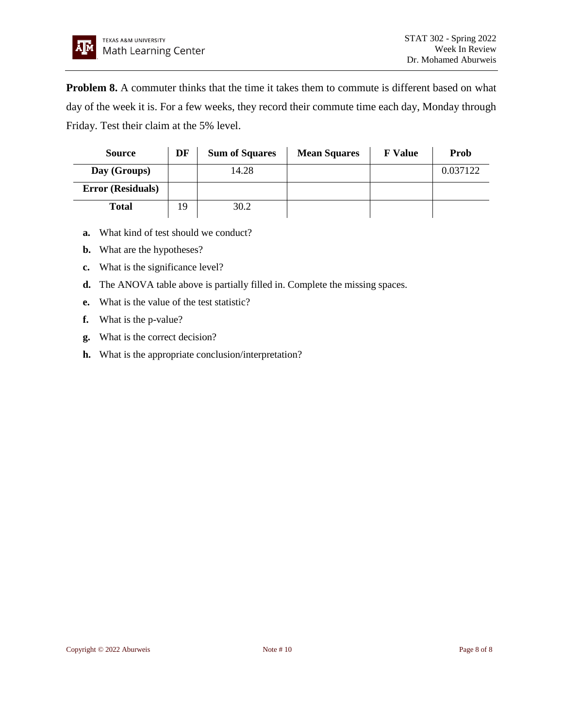**Problem 8.** A commuter thinks that the time it takes them to commute is different based on what day of the week it is. For a few weeks, they record their commute time each day, Monday through Friday. Test their claim at the 5% level.

| Source | DF | Sum of Squares | Mean Squares | F Value | Prob |
|---|---|---|---|---|---|
| Day (Groups) | | 14.28 | | | 0.037122 |
| Error (Residuals) | | | | | |
| Total | 19 | 30.2 | | | |

**a.** What kind of test should we conduct?

**b.** What are the hypotheses?

**c.** What is the significance level?

**d.** The ANOVA table above is partially filled in. Complete the missing spaces.

**e.** What is the value of the test statistic?

**f.** What is the p-value?

**g.** What is the correct decision?

**h.** What is the appropriate conclusion/interpretation?